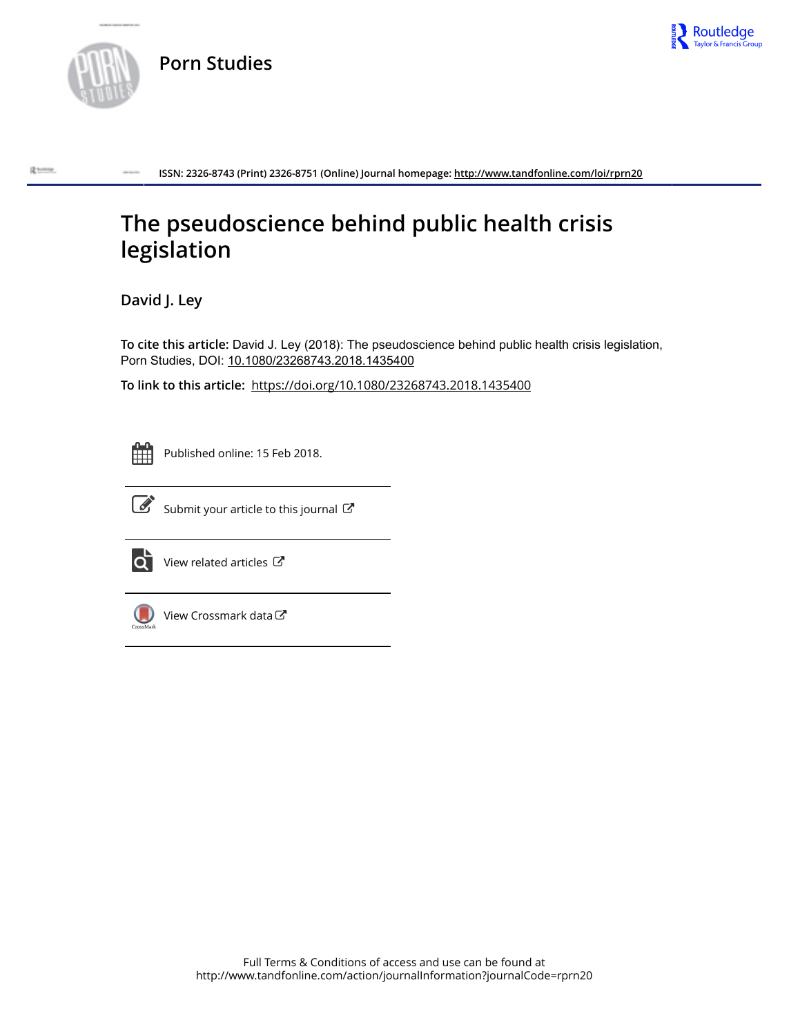# Porn Studies

ISSN: 2326-8743 (Print) 2326-8751 (Online) Journal homepage: http://www.tandfonline.com/loi/rprn20

# The pseudoscience behind public health crisis legislation

David J. Ley

**To cite this article:** David J. Ley (2018): The pseudoscience behind public health crisis legislation, Porn Studies, DOI: 10.1080/23268743.2018.1435400

**To link to this article:** https://doi.org/10.1080/23268743.2018.1435400

Published online: 15 Feb 2018.

Submit your article to this journal

View related articles

View Crossmark data

Full Terms & Conditions of access and use can be found at
http://www.tandfonline.com/action/journalInformation?journalCode=rprn20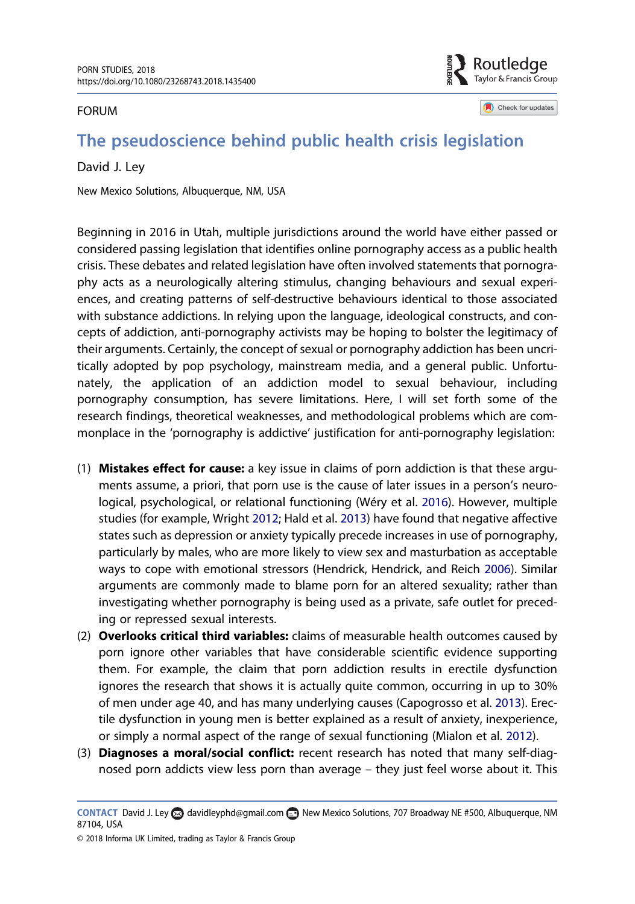FORUM

# The pseudoscience behind public health crisis legislation

David J. Ley

New Mexico Solutions, Albuquerque, NM, USA

Beginning in 2016 in Utah, multiple jurisdictions around the world have either passed or considered passing legislation that identifies online pornography access as a public health crisis. These debates and related legislation have often involved statements that pornography acts as a neurologically altering stimulus, changing behaviours and sexual experiences, and creating patterns of self-destructive behaviours identical to those associated with substance addictions. In relying upon the language, ideological constructs, and concepts of addiction, anti-pornography activists may be hoping to bolster the legitimacy of their arguments. Certainly, the concept of sexual or pornography addiction has been uncritically adopted by pop psychology, mainstream media, and a general public. Unfortunately, the application of an addiction model to sexual behaviour, including pornography consumption, has severe limitations. Here, I will set forth some of the research findings, theoretical weaknesses, and methodological problems which are commonplace in the 'pornography is addictive' justification for anti-pornography legislation:

(1) **Mistakes effect for cause:** a key issue in claims of porn addiction is that these arguments assume, a priori, that porn use is the cause of later issues in a person's neurological, psychological, or relational functioning (Wéry et al. 2016). However, multiple studies (for example, Wright 2012; Hald et al. 2013) have found that negative affective states such as depression or anxiety typically precede increases in use of pornography, particularly by males, who are more likely to view sex and masturbation as acceptable ways to cope with emotional stressors (Hendrick, Hendrick, and Reich 2006). Similar arguments are commonly made to blame porn for an altered sexuality; rather than investigating whether pornography is being used as a private, safe outlet for preceding or repressed sexual interests.
(2) **Overlooks critical third variables:** claims of measurable health outcomes caused by porn ignore other variables that have considerable scientific evidence supporting them. For example, the claim that porn addiction results in erectile dysfunction ignores the research that shows it is actually quite common, occurring in up to 30% of men under age 40, and has many underlying causes (Capogrosso et al. 2013). Erectile dysfunction in young men is better explained as a result of anxiety, inexperience, or simply a normal aspect of the range of sexual functioning (Mialon et al. 2012).
(3) **Diagnoses a moral/social conflict:** recent research has noted that many self-diagnosed porn addicts view less porn than average – they just feel worse about it. This

**CONTACT** David J. Ley davidleyphd@gmail.com New Mexico Solutions, 707 Broadway NE #500, Albuquerque, NM 87104, USA

© 2018 Informa UK Limited, trading as Taylor & Francis Group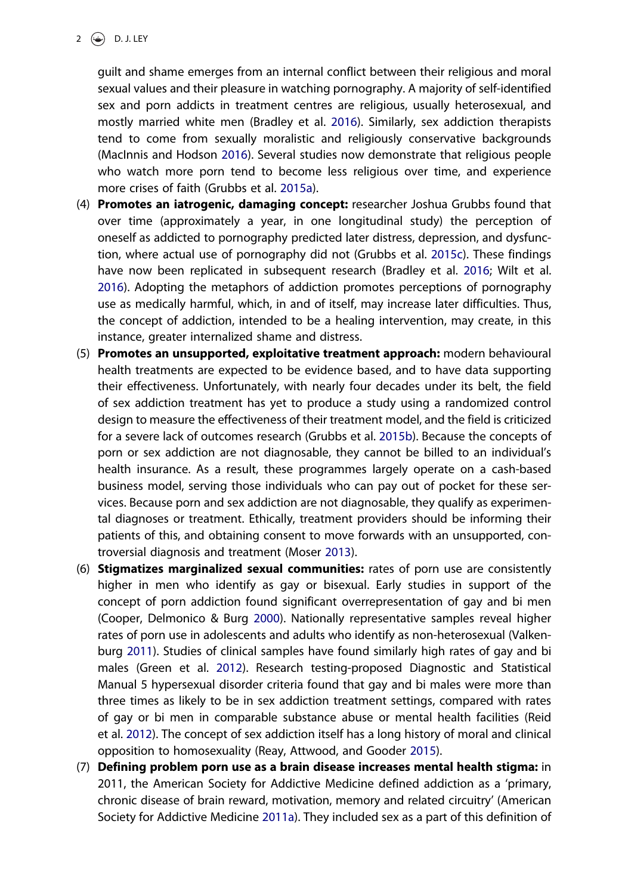guilt and shame emerges from an internal conflict between their religious and moral sexual values and their pleasure in watching pornography. A majority of self-identified sex and porn addicts in treatment centres are religious, usually heterosexual, and mostly married white men (Bradley et al. 2016). Similarly, sex addiction therapists tend to come from sexually moralistic and religiously conservative backgrounds (MacInnis and Hodson 2016). Several studies now demonstrate that religious people who watch more porn tend to become less religious over time, and experience more crises of faith (Grubbs et al. 2015a).

(4) **Promotes an iatrogenic, damaging concept:** researcher Joshua Grubbs found that over time (approximately a year, in one longitudinal study) the perception of oneself as addicted to pornography predicted later distress, depression, and dysfunction, where actual use of pornography did not (Grubbs et al. 2015c). These findings have now been replicated in subsequent research (Bradley et al. 2016; Wilt et al. 2016). Adopting the metaphors of addiction promotes perceptions of pornography use as medically harmful, which, in and of itself, may increase later difficulties. Thus, the concept of addiction, intended to be a healing intervention, may create, in this instance, greater internalized shame and distress.

(5) **Promotes an unsupported, exploitative treatment approach:** modern behavioural health treatments are expected to be evidence based, and to have data supporting their effectiveness. Unfortunately, with nearly four decades under its belt, the field of sex addiction treatment has yet to produce a study using a randomized control design to measure the effectiveness of their treatment model, and the field is criticized for a severe lack of outcomes research (Grubbs et al. 2015b). Because the concepts of porn or sex addiction are not diagnosable, they cannot be billed to an individual's health insurance. As a result, these programmes largely operate on a cash-based business model, serving those individuals who can pay out of pocket for these services. Because porn and sex addiction are not diagnosable, they qualify as experimental diagnoses or treatment. Ethically, treatment providers should be informing their patients of this, and obtaining consent to move forwards with an unsupported, controversial diagnosis and treatment (Moser 2013).

(6) **Stigmatizes marginalized sexual communities:** rates of porn use are consistently higher in men who identify as gay or bisexual. Early studies in support of the concept of porn addiction found significant overrepresentation of gay and bi men (Cooper, Delmonico & Burg 2000). Nationally representative samples reveal higher rates of porn use in adolescents and adults who identify as non-heterosexual (Valkenburg 2011). Studies of clinical samples have found similarly high rates of gay and bi males (Green et al. 2012). Research testing-proposed Diagnostic and Statistical Manual 5 hypersexual disorder criteria found that gay and bi males were more than three times as likely to be in sex addiction treatment settings, compared with rates of gay or bi men in comparable substance abuse or mental health facilities (Reid et al. 2012). The concept of sex addiction itself has a long history of moral and clinical opposition to homosexuality (Reay, Attwood, and Gooder 2015).

(7) **Defining problem porn use as a brain disease increases mental health stigma:** in 2011, the American Society for Addictive Medicine defined addiction as a 'primary, chronic disease of brain reward, motivation, memory and related circuitry' (American Society for Addictive Medicine 2011a). They included sex as a part of this definition of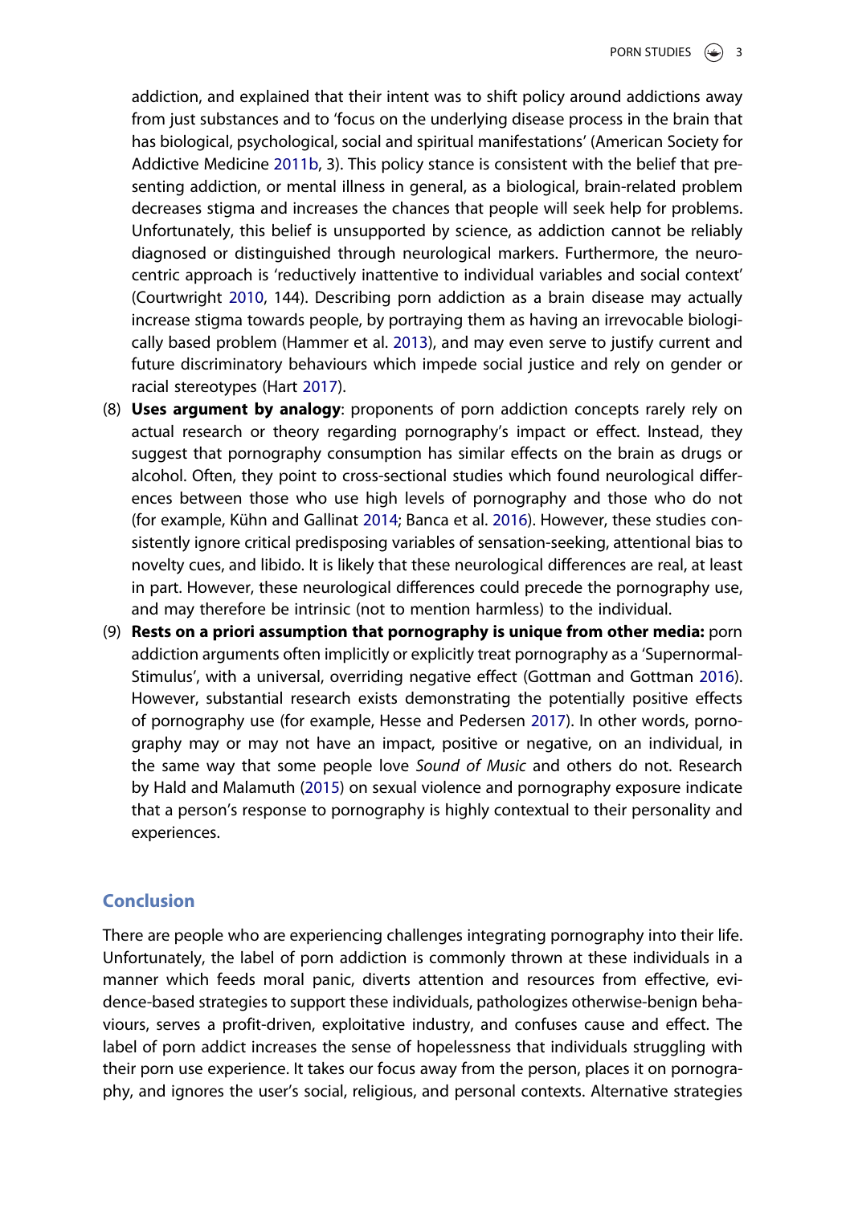addiction, and explained that their intent was to shift policy around addictions away from just substances and to 'focus on the underlying disease process in the brain that has biological, psychological, social and spiritual manifestations' (American Society for Addictive Medicine 2011b, 3). This policy stance is consistent with the belief that presenting addiction, or mental illness in general, as a biological, brain-related problem decreases stigma and increases the chances that people will seek help for problems. Unfortunately, this belief is unsupported by science, as addiction cannot be reliably diagnosed or distinguished through neurological markers. Furthermore, the neurocentric approach is 'reductively inattentive to individual variables and social context' (Courtwright 2010, 144). Describing porn addiction as a brain disease may actually increase stigma towards people, by portraying them as having an irrevocable biologically based problem (Hammer et al. 2013), and may even serve to justify current and future discriminatory behaviours which impede social justice and rely on gender or racial stereotypes (Hart 2017).

(8) **Uses argument by analogy**: proponents of porn addiction concepts rarely rely on actual research or theory regarding pornography's impact or effect. Instead, they suggest that pornography consumption has similar effects on the brain as drugs or alcohol. Often, they point to cross-sectional studies which found neurological differences between those who use high levels of pornography and those who do not (for example, Kühn and Gallinat 2014; Banca et al. 2016). However, these studies consistently ignore critical predisposing variables of sensation-seeking, attentional bias to novelty cues, and libido. It is likely that these neurological differences are real, at least in part. However, these neurological differences could precede the pornography use, and may therefore be intrinsic (not to mention harmless) to the individual.

(9) **Rests on a priori assumption that pornography is unique from other media:** porn addiction arguments often implicitly or explicitly treat pornography as a 'Supernormal-Stimulus', with a universal, overriding negative effect (Gottman and Gottman 2016). However, substantial research exists demonstrating the potentially positive effects of pornography use (for example, Hesse and Pedersen 2017). In other words, pornography may or may not have an impact, positive or negative, on an individual, in the same way that some people love *Sound of Music* and others do not. Research by Hald and Malamuth (2015) on sexual violence and pornography exposure indicate that a person's response to pornography is highly contextual to their personality and experiences.

## Conclusion

There are people who are experiencing challenges integrating pornography into their life. Unfortunately, the label of porn addiction is commonly thrown at these individuals in a manner which feeds moral panic, diverts attention and resources from effective, evidence-based strategies to support these individuals, pathologizes otherwise-benign behaviours, serves a profit-driven, exploitative industry, and confuses cause and effect. The label of porn addict increases the sense of hopelessness that individuals struggling with their porn use experience. It takes our focus away from the person, places it on pornography, and ignores the user's social, religious, and personal contexts. Alternative strategies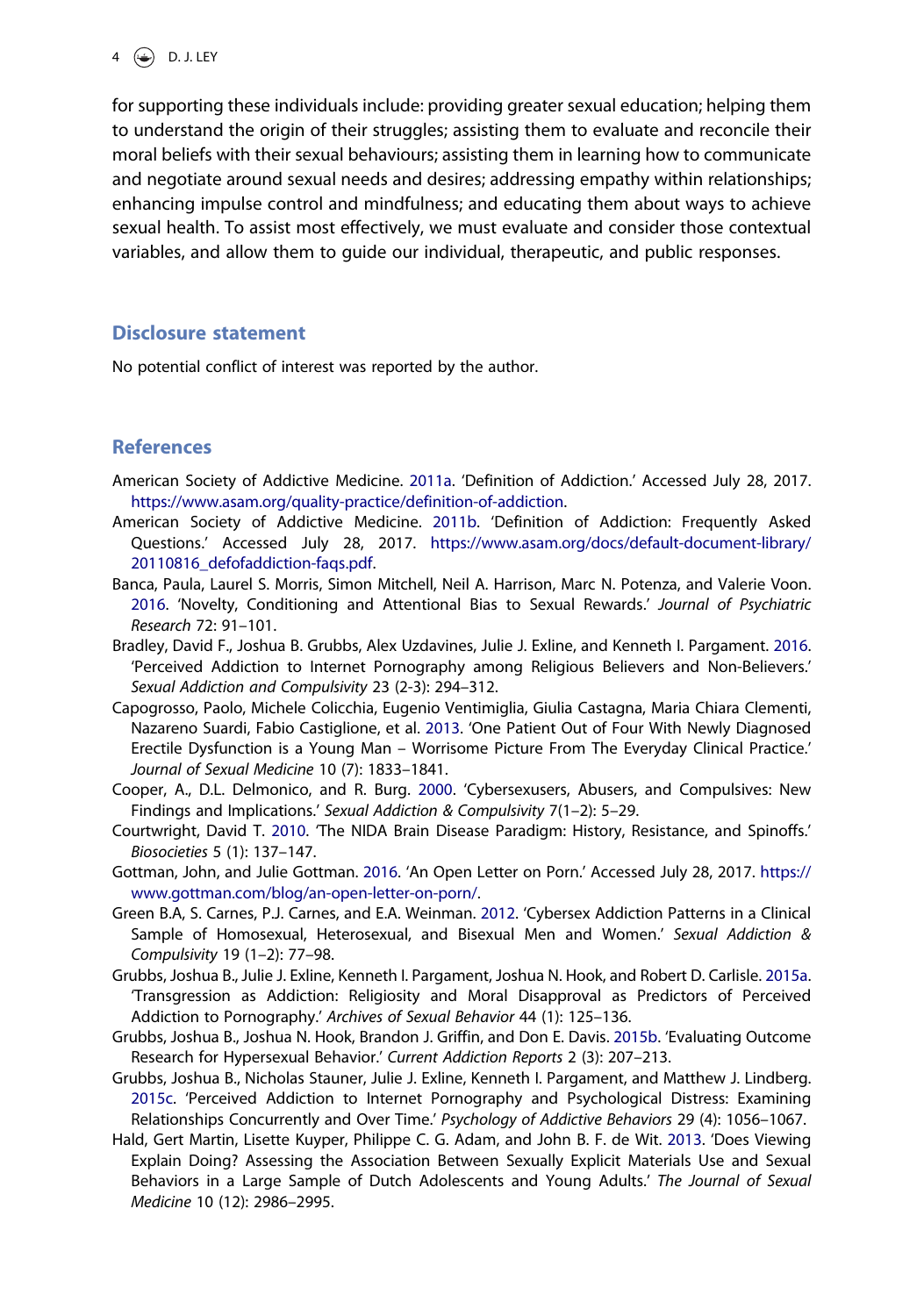for supporting these individuals include: providing greater sexual education; helping them to understand the origin of their struggles; assisting them to evaluate and reconcile their moral beliefs with their sexual behaviours; assisting them in learning how to communicate and negotiate around sexual needs and desires; addressing empathy within relationships; enhancing impulse control and mindfulness; and educating them about ways to achieve sexual health. To assist most effectively, we must evaluate and consider those contextual variables, and allow them to guide our individual, therapeutic, and public responses.

## Disclosure statement

No potential conflict of interest was reported by the author.

## References

American Society of Addictive Medicine. 2011a. 'Definition of Addiction.' Accessed July 28, 2017. https://www.asam.org/quality-practice/definition-of-addiction.

American Society of Addictive Medicine. 2011b. 'Definition of Addiction: Frequently Asked Questions.' Accessed July 28, 2017. https://www.asam.org/docs/default-document-library/20110816_defofaddiction-faqs.pdf.

Banca, Paula, Laurel S. Morris, Simon Mitchell, Neil A. Harrison, Marc N. Potenza, and Valerie Voon. 2016. 'Novelty, Conditioning and Attentional Bias to Sexual Rewards.' *Journal of Psychiatric Research* 72: 91–101.

Bradley, David F., Joshua B. Grubbs, Alex Uzdavines, Julie J. Exline, and Kenneth I. Pargament. 2016. 'Perceived Addiction to Internet Pornography among Religious Believers and Non-Believers.' *Sexual Addiction and Compulsivity* 23 (2-3): 294–312.

Capogrosso, Paolo, Michele Colicchia, Eugenio Ventimiglia, Giulia Castagna, Maria Chiara Clementi, Nazareno Suardi, Fabio Castiglione, et al. 2013. 'One Patient Out of Four With Newly Diagnosed Erectile Dysfunction is a Young Man – Worrisome Picture From The Everyday Clinical Practice.' *Journal of Sexual Medicine* 10 (7): 1833–1841.

Cooper, A., D.L. Delmonico, and R. Burg. 2000. 'Cybersexusers, Abusers, and Compulsives: New Findings and Implications.' *Sexual Addiction & Compulsivity* 7(1–2): 5–29.

Courtwright, David T. 2010. 'The NIDA Brain Disease Paradigm: History, Resistance, and Spinoffs.' *Biosocieties* 5 (1): 137–147.

Gottman, John, and Julie Gottman. 2016. 'An Open Letter on Porn.' Accessed July 28, 2017. https://www.gottman.com/blog/an-open-letter-on-porn/.

Green B.A, S. Carnes, P.J. Carnes, and E.A. Weinman. 2012. 'Cybersex Addiction Patterns in a Clinical Sample of Homosexual, Heterosexual, and Bisexual Men and Women.' *Sexual Addiction & Compulsivity* 19 (1–2): 77–98.

Grubbs, Joshua B., Julie J. Exline, Kenneth I. Pargament, Joshua N. Hook, and Robert D. Carlisle. 2015a. 'Transgression as Addiction: Religiosity and Moral Disapproval as Predictors of Perceived Addiction to Pornography.' *Archives of Sexual Behavior* 44 (1): 125–136.

Grubbs, Joshua B., Joshua N. Hook, Brandon J. Griffin, and Don E. Davis. 2015b. 'Evaluating Outcome Research for Hypersexual Behavior.' *Current Addiction Reports* 2 (3): 207–213.

Grubbs, Joshua B., Nicholas Stauner, Julie J. Exline, Kenneth I. Pargament, and Matthew J. Lindberg. 2015c. 'Perceived Addiction to Internet Pornography and Psychological Distress: Examining Relationships Concurrently and Over Time.' *Psychology of Addictive Behaviors* 29 (4): 1056–1067.

Hald, Gert Martin, Lisette Kuyper, Philippe C. G. Adam, and John B. F. de Wit. 2013. 'Does Viewing Explain Doing? Assessing the Association Between Sexually Explicit Materials Use and Sexual Behaviors in a Large Sample of Dutch Adolescents and Young Adults.' *The Journal of Sexual Medicine* 10 (12): 2986–2995.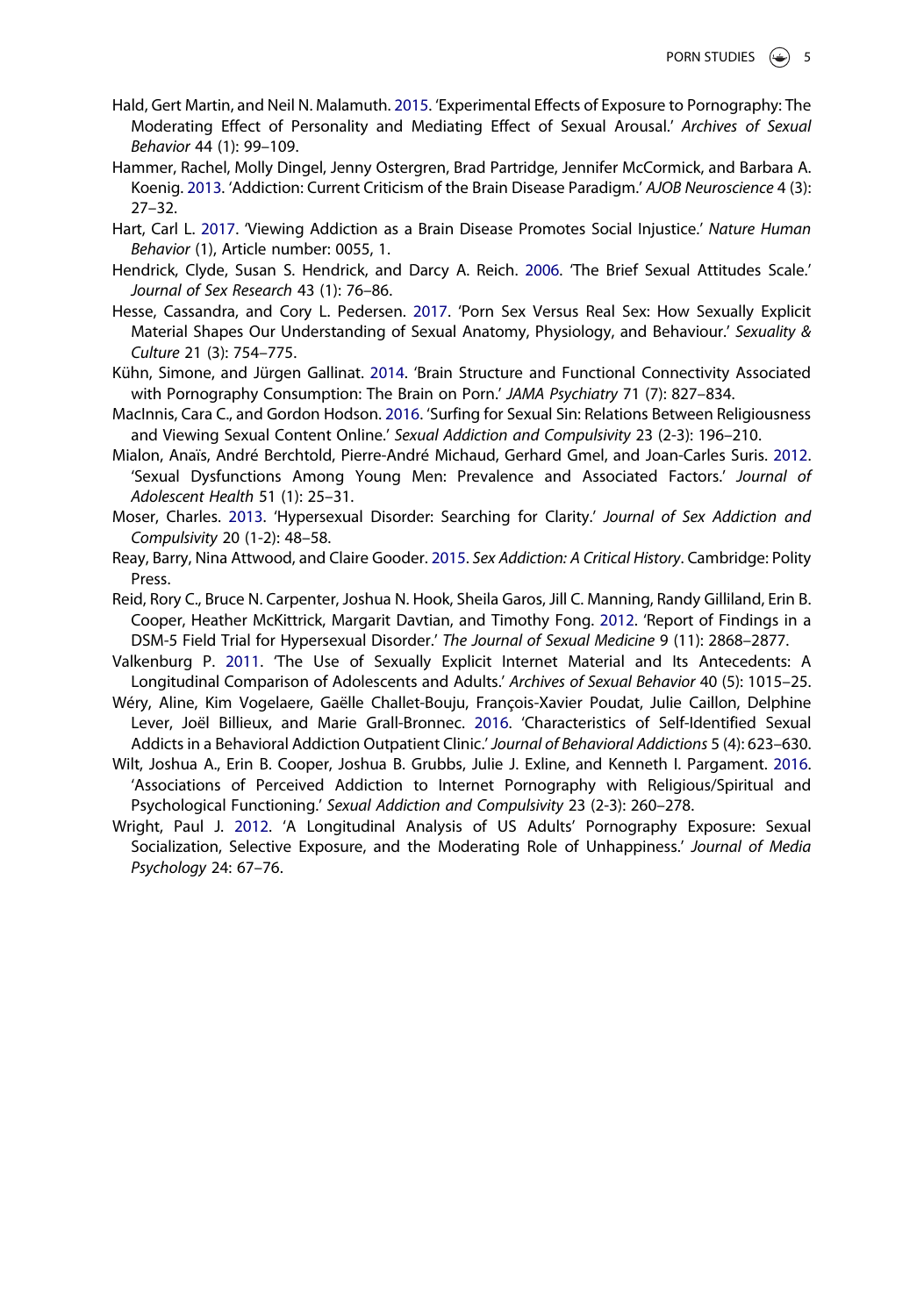Hald, Gert Martin, and Neil N. Malamuth. 2015. 'Experimental Effects of Exposure to Pornography: The Moderating Effect of Personality and Mediating Effect of Sexual Arousal.' *Archives of Sexual Behavior* 44 (1): 99–109.

Hammer, Rachel, Molly Dingel, Jenny Ostergren, Brad Partridge, Jennifer McCormick, and Barbara A. Koenig. 2013. 'Addiction: Current Criticism of the Brain Disease Paradigm.' *AJOB Neuroscience* 4 (3): 27–32.

Hart, Carl L. 2017. 'Viewing Addiction as a Brain Disease Promotes Social Injustice.' *Nature Human Behavior* (1), Article number: 0055, 1.

Hendrick, Clyde, Susan S. Hendrick, and Darcy A. Reich. 2006. 'The Brief Sexual Attitudes Scale.' *Journal of Sex Research* 43 (1): 76–86.

Hesse, Cassandra, and Cory L. Pedersen. 2017. 'Porn Sex Versus Real Sex: How Sexually Explicit Material Shapes Our Understanding of Sexual Anatomy, Physiology, and Behaviour.' *Sexuality & Culture* 21 (3): 754–775.

Kühn, Simone, and Jürgen Gallinat. 2014. 'Brain Structure and Functional Connectivity Associated with Pornography Consumption: The Brain on Porn.' *JAMA Psychiatry* 71 (7): 827–834.

MacInnis, Cara C., and Gordon Hodson. 2016. 'Surfing for Sexual Sin: Relations Between Religiousness and Viewing Sexual Content Online.' *Sexual Addiction and Compulsivity* 23 (2-3): 196–210.

Mialon, Anaïs, André Berchtold, Pierre-André Michaud, Gerhard Gmel, and Joan-Carles Suris. 2012. 'Sexual Dysfunctions Among Young Men: Prevalence and Associated Factors.' *Journal of Adolescent Health* 51 (1): 25–31.

Moser, Charles. 2013. 'Hypersexual Disorder: Searching for Clarity.' *Journal of Sex Addiction and Compulsivity* 20 (1-2): 48–58.

Reay, Barry, Nina Attwood, and Claire Gooder. 2015. *Sex Addiction: A Critical History*. Cambridge: Polity Press.

Reid, Rory C., Bruce N. Carpenter, Joshua N. Hook, Sheila Garos, Jill C. Manning, Randy Gilliland, Erin B. Cooper, Heather McKittrick, Margarit Davtian, and Timothy Fong. 2012. 'Report of Findings in a DSM-5 Field Trial for Hypersexual Disorder.' *The Journal of Sexual Medicine* 9 (11): 2868–2877.

Valkenburg P. 2011. 'The Use of Sexually Explicit Internet Material and Its Antecedents: A Longitudinal Comparison of Adolescents and Adults.' *Archives of Sexual Behavior* 40 (5): 1015–25.

Wéry, Aline, Kim Vogelaere, Gaëlle Challet-Bouju, François-Xavier Poudat, Julie Caillon, Delphine Lever, Joël Billieux, and Marie Grall-Bronnec. 2016. 'Characteristics of Self-Identified Sexual Addicts in a Behavioral Addiction Outpatient Clinic.' *Journal of Behavioral Addictions* 5 (4): 623–630.

Wilt, Joshua A., Erin B. Cooper, Joshua B. Grubbs, Julie J. Exline, and Kenneth I. Pargament. 2016. 'Associations of Perceived Addiction to Internet Pornography with Religious/Spiritual and Psychological Functioning.' *Sexual Addiction and Compulsivity* 23 (2-3): 260–278.

Wright, Paul J. 2012. 'A Longitudinal Analysis of US Adults' Pornography Exposure: Sexual Socialization, Selective Exposure, and the Moderating Role of Unhappiness.' *Journal of Media Psychology* 24: 67–76.